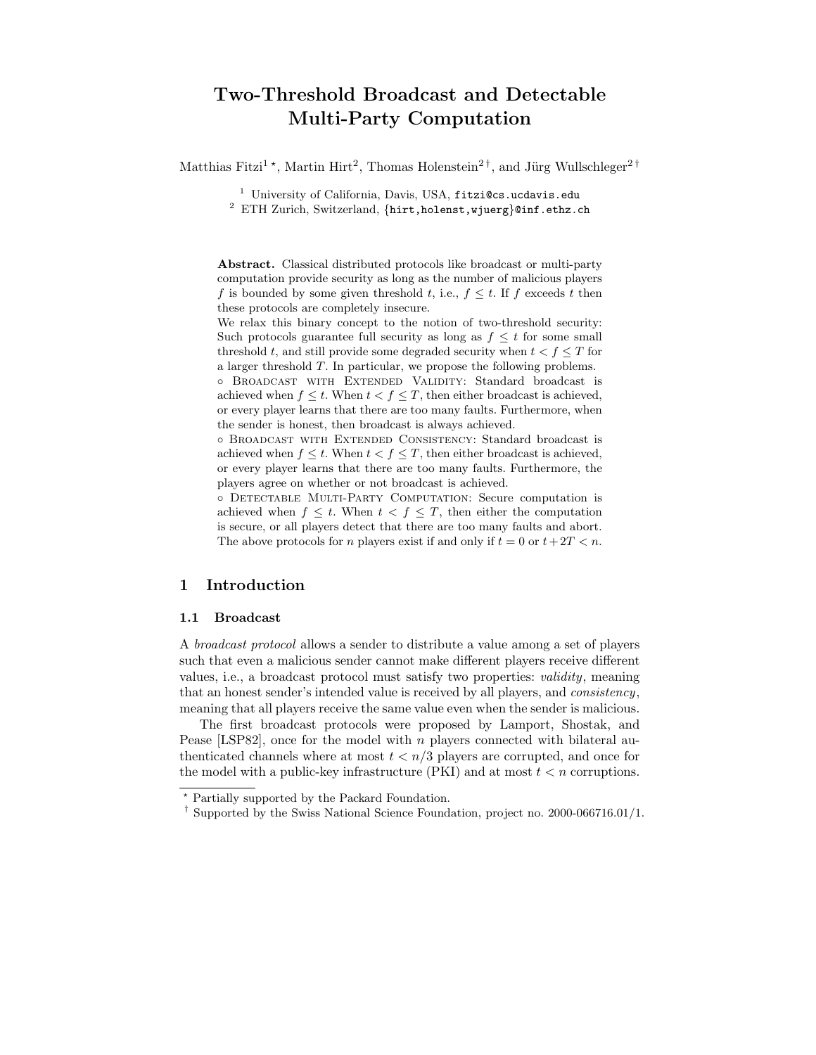# Two-Threshold Broadcast and Detectable Multi-Party Computation

Matthias Fitzi[1] *, Martin Hirt[2], Thomas Holenstein[2] †, and Jürg Wullschleger[2] †

[1] University of California, Davis, USA, fitzi@cs.ucdavis.edu

[2] ETH Zurich, Switzerland, {hirt,holenst,wjuerg}@inf.ethz.ch

**Abstract.** Classical distributed protocols like broadcast or multi-party computation provide security as long as the number of malicious players $f$ is bounded by some given threshold $t$, i.e., $f \leq t$. If $f$ exceeds $t$ then these protocols are completely insecure.

We relax this binary concept to the notion of two-threshold security: Such protocols guarantee full security as long as $f \leq t$ for some small threshold $t$, and still provide some degraded security when $t < f \leq T$ for a larger threshold $T$. In particular, we propose the following problems.

◦ Broadcast with Extended Validity: Standard broadcast is achieved when $f \leq t$. When $t < f \leq T$, then either broadcast is achieved, or every player learns that there are too many faults. Furthermore, when the sender is honest, then broadcast is always achieved.

◦ Broadcast with Extended Consistency: Standard broadcast is achieved when $f \leq t$. When $t < f \leq T$, then either broadcast is achieved, or every player learns that there are too many faults. Furthermore, the players agree on whether or not broadcast is achieved.

◦ Detectable Multi-Party Computation: Secure computation is achieved when $f \leq t$. When $t < f \leq T$, then either the computation is secure, or all players detect that there are too many faults and abort.

The above protocols for $n$ players exist if and only if $t = 0$ or $t + 2T < n$.

## 1 Introduction

### 1.1 Broadcast

A *broadcast protocol* allows a sender to distribute a value among a set of players such that even a malicious sender cannot make different players receive different values, i.e., a broadcast protocol must satisfy two properties: *validity*, meaning that an honest sender's intended value is received by all players, and *consistency*, meaning that all players receive the same value even when the sender is malicious.

The first broadcast protocols were proposed by Lamport, Shostak, and Pease [LSP82], once for the model with $n$ players connected with bilateral authenticated channels where at most $t < n/3$ players are corrupted, and once for the model with a public-key infrastructure (PKI) and at most $t < n$ corruptions.

* Partially supported by the Packard Foundation.

† Supported by the Swiss National Science Foundation, project no. 2000-066716.01/1.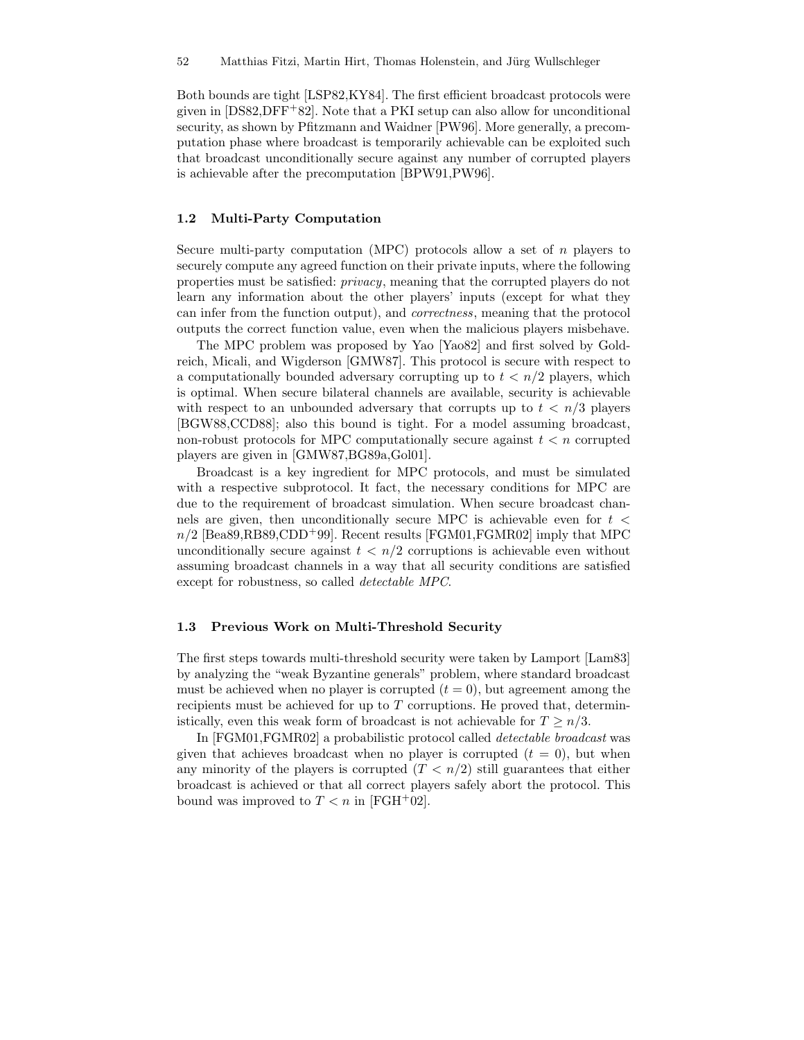Both bounds are tight [LSP82,KY84]. The first efficient broadcast protocols were given in [DS82,DFF+82]. Note that a PKI setup can also allow for unconditional security, as shown by Pfitzmann and Waidner [PW96]. More generally, a precomputation phase where broadcast is temporarily achievable can be exploited such that broadcast unconditionally secure against any number of corrupted players is achievable after the precomputation [BPW91,PW96].

### 1.2 Multi-Party Computation

Secure multi-party computation (MPC) protocols allow a set of $n$ players to securely compute any agreed function on their private inputs, where the following properties must be satisfied: *privacy*, meaning that the corrupted players do not learn any information about the other players' inputs (except for what they can infer from the function output), and *correctness*, meaning that the protocol outputs the correct function value, even when the malicious players misbehave.

The MPC problem was proposed by Yao [Yao82] and first solved by Goldreich, Micali, and Wigderson [GMW87]. This protocol is secure with respect to a computationally bounded adversary corrupting up to $t < n/2$ players, which is optimal. When secure bilateral channels are available, security is achievable with respect to an unbounded adversary that corrupts up to $t < n/3$ players [BGW88,CCD88]; also this bound is tight. For a model assuming broadcast, non-robust protocols for MPC computationally secure against $t < n$ corrupted players are given in [GMW87,BG89a,Gol01].

Broadcast is a key ingredient for MPC protocols, and must be simulated with a respective subprotocol. It fact, the necessary conditions for MPC are due to the requirement of broadcast simulation. When secure broadcast channels are given, then unconditionally secure MPC is achievable even for $t < n/2$ [Bea89,RB89,CDD+99]. Recent results [FGM01,FGMR02] imply that MPC unconditionally secure against $t < n/2$ corruptions is achievable even without assuming broadcast channels in a way that all security conditions are satisfied except for robustness, so called *detectable MPC*.

### 1.3 Previous Work on Multi-Threshold Security

The first steps towards multi-threshold security were taken by Lamport [Lam83] by analyzing the "weak Byzantine generals" problem, where standard broadcast must be achieved when no player is corrupted ($t = 0$), but agreement among the recipients must be achieved for up to $T$ corruptions. He proved that, deterministically, even this weak form of broadcast is not achievable for $T \geq n/3$.

In [FGM01,FGMR02] a probabilistic protocol called *detectable broadcast* was given that achieves broadcast when no player is corrupted ($t = 0$), but when any minority of the players is corrupted ($T < n/2$) still guarantees that either broadcast is achieved or that all correct players safely abort the protocol. This bound was improved to $T < n$ in [FGH+02].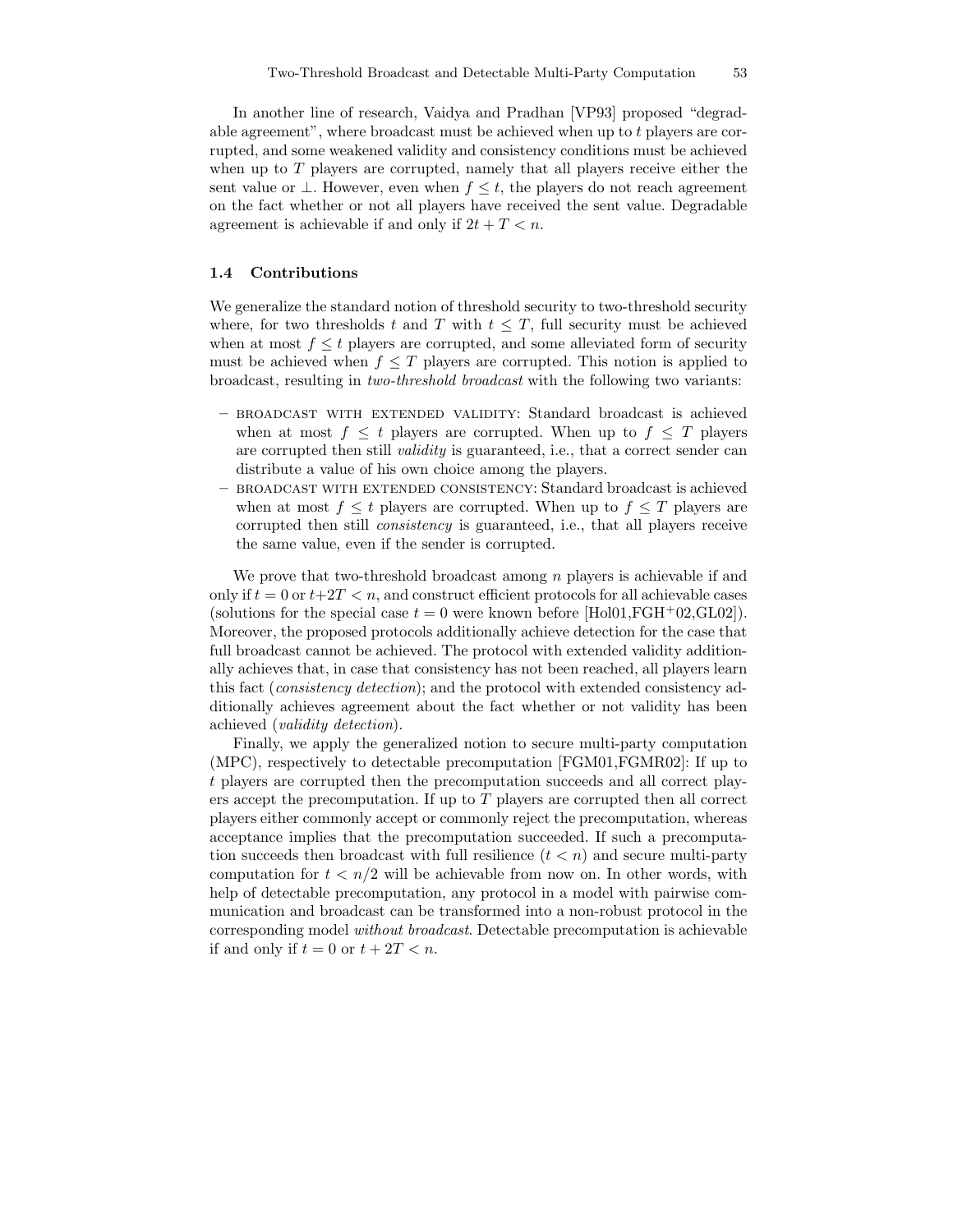In another line of research, Vaidya and Pradhan [VP93] proposed "degradable agreement", where broadcast must be achieved when up to $t$ players are corrupted, and some weakened validity and consistency conditions must be achieved when up to $T$ players are corrupted, namely that all players receive either the sent value or $\bot$. However, even when $f \leq t$, the players do not reach agreement on the fact whether or not all players have received the sent value. Degradable agreement is achievable if and only if $2t + T < n$.

### 1.4 Contributions

We generalize the standard notion of threshold security to two-threshold security where, for two thresholds $t$ and $T$ with $t \leq T$, full security must be achieved when at most $f \leq t$ players are corrupted, and some alleviated form of security must be achieved when $f \leq T$ players are corrupted. This notion is applied to broadcast, resulting in *two-threshold broadcast* with the following two variants:

- broadcast with extended validity: Standard broadcast is achieved when at most $f \leq t$ players are corrupted. When up to $f \leq T$ players are corrupted then still *validity* is guaranteed, i.e., that a correct sender can distribute a value of his own choice among the players.
- broadcast with extended consistency: Standard broadcast is achieved when at most $f \leq t$ players are corrupted. When up to $f \leq T$ players are corrupted then still *consistency* is guaranteed, i.e., that all players receive the same value, even if the sender is corrupted.

We prove that two-threshold broadcast among $n$ players is achievable if and only if $t = 0$ or $t+2T < n$, and construct efficient protocols for all achievable cases (solutions for the special case $t = 0$ were known before [Hol01,FGH+02,GL02]). Moreover, the proposed protocols additionally achieve detection for the case that full broadcast cannot be achieved. The protocol with extended validity additionally achieves that, in case that consistency has not been reached, all players learn this fact (*consistency detection*); and the protocol with extended consistency additionally achieves agreement about the fact whether or not validity has been achieved (*validity detection*).

Finally, we apply the generalized notion to secure multi-party computation (MPC), respectively to detectable precomputation [FGM01,FGMR02]: If up to $t$ players are corrupted then the precomputation succeeds and all correct players accept the precomputation. If up to $T$ players are corrupted then all correct players either commonly accept or commonly reject the precomputation, whereas acceptance implies that the precomputation succeeded. If such a precomputation succeeds then broadcast with full resilience ($t < n$) and secure multi-party computation for $t < n/2$ will be achievable from now on. In other words, with help of detectable precomputation, any protocol in a model with pairwise communication and broadcast can be transformed into a non-robust protocol in the corresponding model *without broadcast*. Detectable precomputation is achievable if and only if $t = 0$ or $t + 2T < n$.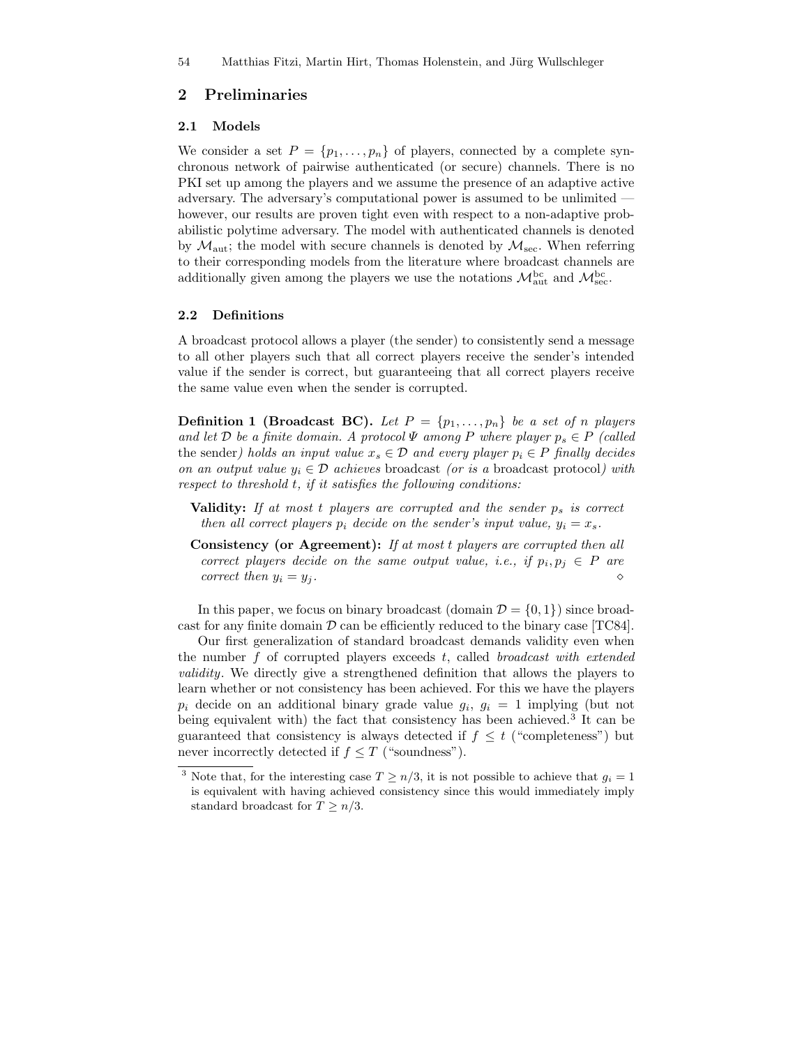## 2 Preliminaries

### 2.1 Models

We consider a set $P = \{p_1, \ldots, p_n\}$ of players, connected by a complete synchronous network of pairwise authenticated (or secure) channels. There is no PKI set up among the players and we assume the presence of an adaptive active adversary. The adversary's computational power is assumed to be unlimited — however, our results are proven tight even with respect to a non-adaptive probabilistic polytime adversary. The model with authenticated channels is denoted by $\mathcal{M}_{\text{aut}}$; the model with secure channels is denoted by $\mathcal{M}_{\text{sec}}$. When referring to their corresponding models from the literature where broadcast channels are additionally given among the players we use the notations $\mathcal{M}_{\text{aut}}^{\text{bc}}$ and $\mathcal{M}_{\text{sec}}^{\text{bc}}$.

### 2.2 Definitions

A broadcast protocol allows a player (the sender) to consistently send a message to all other players such that all correct players receive the sender's intended value if the sender is correct, but guaranteeing that all correct players receive the same value even when the sender is corrupted.

**Definition 1 (Broadcast BC).** *Let $P = \{p_1, \ldots, p_n\}$ be a set of $n$ players and let $\mathcal{D}$ be a finite domain. A protocol $\Psi$ among $P$ where player $p_s \in P$ (called* the sender*) holds an input value $x_s \in \mathcal{D}$ and every player $p_i \in P$ finally decides on an output value $y_i \in \mathcal{D}$ achieves* broadcast *(or is a* broadcast protocol*) with respect to threshold $t$, if it satisfies the following conditions:*

- **Validity:** *If at most $t$ players are corrupted and the sender $p_s$ is correct then all correct players $p_i$ decide on the sender's input value, $y_i = x_s$.*
- **Consistency (or Agreement):** *If at most $t$ players are corrupted then all correct players decide on the same output value, i.e., if $p_i, p_j \in P$ are correct then $y_i = y_j$.* ◇

In this paper, we focus on binary broadcast (domain $\mathcal{D} = \{0, 1\}$) since broadcast for any finite domain $\mathcal{D}$ can be efficiently reduced to the binary case [TC84].

Our first generalization of standard broadcast demands validity even when the number $f$ of corrupted players exceeds $t$, called *broadcast with extended validity*. We directly give a strengthened definition that allows the players to learn whether or not consistency has been achieved. For this we have the players $p_i$ decide on an additional binary grade value $g_i$, $g_i = 1$ implying (but not being equivalent with) the fact that consistency has been achieved.[3] It can be guaranteed that consistency is always detected if $f \leq t$ ("completeness") but never incorrectly detected if $f \leq T$ ("soundness").

[3] Note that, for the interesting case $T \geq n/3$, it is not possible to achieve that $g_i = 1$ is equivalent with having achieved consistency since this would immediately imply standard broadcast for $T \geq n/3$.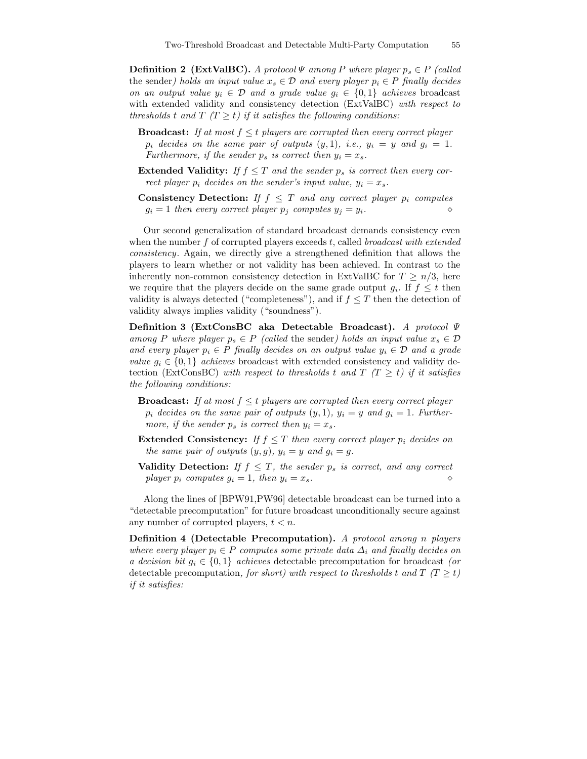**Definition 2 (ExtValBC).** *A protocol $\Psi$ among $P$ where player $p_s \in P$ (called* the sender*) holds an input value $x_s \in \mathcal{D}$ and every player $p_i \in P$ finally decides on an output value $y_i \in \mathcal{D}$ and a grade value $g_i \in \{0,1\}$ achieves* broadcast with extended validity and consistency detection (ExtValBC) *with respect to thresholds $t$ and $T$ ($T \geq t$) if it satisfies the following conditions:*

- **Broadcast:** *If at most $f \leq t$ players are corrupted then every correct player $p_i$ decides on the same pair of outputs $(y, 1)$, i.e., $y_i = y$ and $g_i = 1$. Furthermore, if the sender $p_s$ is correct then $y_i = x_s$.*
- **Extended Validity:** *If $f \leq T$ and the sender $p_s$ is correct then every correct player $p_i$ decides on the sender's input value, $y_i = x_s$.*
- **Consistency Detection:** *If $f \leq T$ and any correct player $p_i$ computes $g_i = 1$ then every correct player $p_j$ computes $y_j = y_i$.* ⋄

Our second generalization of standard broadcast demands consistency even when the number $f$ of corrupted players exceeds $t$, called *broadcast with extended consistency*. Again, we directly give a strengthened definition that allows the players to learn whether or not validity has been achieved. In contrast to the inherently non-common consistency detection in ExtValBC for $T \geq n/3$, here we require that the players decide on the same grade output $g_i$. If $f \leq t$ then validity is always detected ("completeness"), and if $f \leq T$ then the detection of validity always implies validity ("soundness").

**Definition 3 (ExtConsBC aka Detectable Broadcast).** *A protocol $\Psi$ among $P$ where player $p_s \in P$ (called* the sender*) holds an input value $x_s \in \mathcal{D}$ and every player $p_i \in P$ finally decides on an output value $y_i \in \mathcal{D}$ and a grade value $g_i \in \{0,1\}$ achieves* broadcast with extended consistency and validity detection (ExtConsBC) *with respect to thresholds $t$ and $T$ ($T \geq t$) if it satisfies the following conditions:*

- **Broadcast:** *If at most $f \leq t$ players are corrupted then every correct player $p_i$ decides on the same pair of outputs $(y, 1)$, $y_i = y$ and $g_i = 1$. Furthermore, if the sender $p_s$ is correct then $y_i = x_s$.*
- **Extended Consistency:** *If $f \leq T$ then every correct player $p_i$ decides on the same pair of outputs $(y, g)$, $y_i = y$ and $g_i = g$.*
- **Validity Detection:** *If $f \leq T$, the sender $p_s$ is correct, and any correct player $p_i$ computes $g_i = 1$, then $y_i = x_s$.* ⋄

Along the lines of [BPW91,PW96] detectable broadcast can be turned into a "detectable precomputation" for future broadcast unconditionally secure against any number of corrupted players, $t < n$.

**Definition 4 (Detectable Precomputation).** *A protocol among $n$ players where every player $p_i \in P$ computes some private data $\Delta_i$ and finally decides on a decision bit $g_i \in \{0,1\}$ achieves* detectable precomputation for broadcast *(or* detectable precomputation*, for short) with respect to thresholds $t$ and $T$ ($T \geq t$) if it satisfies:*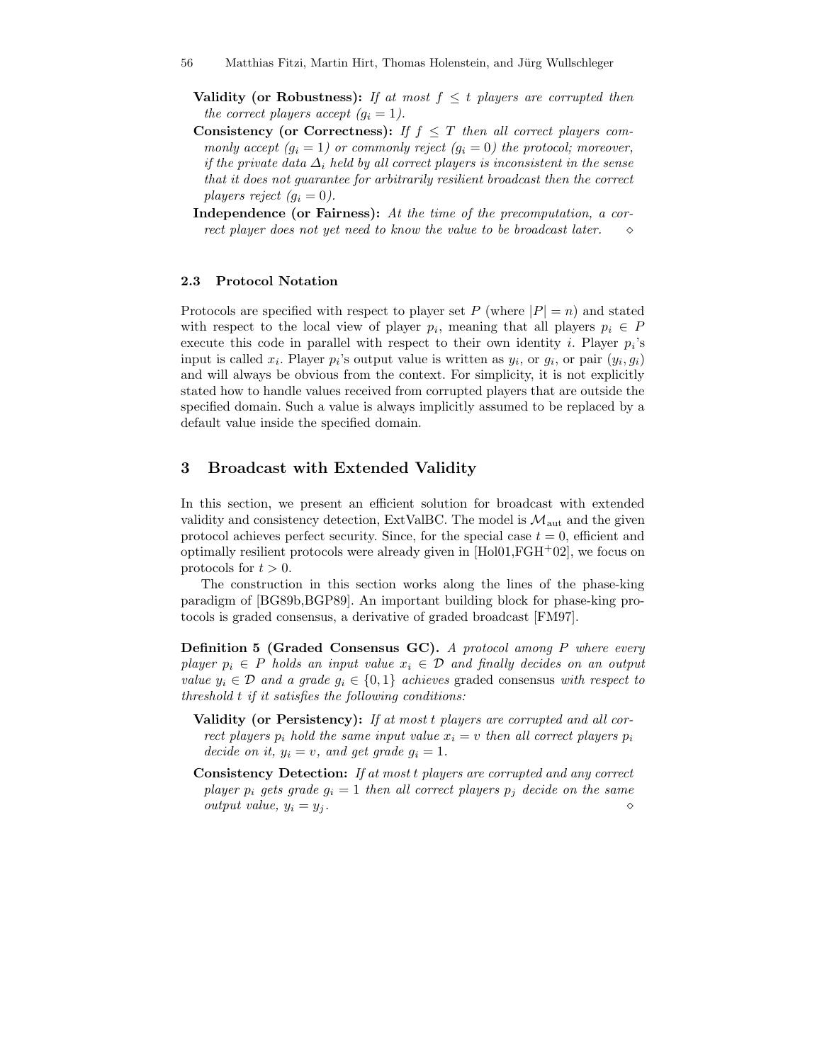**Validity (or Robustness):** *If at most $f \leq t$ players are corrupted then the correct players accept ($g_i = 1$).*

**Consistency (or Correctness):** *If $f \leq T$ then all correct players commonly accept ($g_i = 1$) or commonly reject ($g_i = 0$) the protocol; moreover, if the private data $\Delta_i$ held by all correct players is inconsistent in the sense that it does not guarantee for arbitrarily resilient broadcast then the correct players reject ($g_i = 0$).*

**Independence (or Fairness):** *At the time of the precomputation, a correct player does not yet need to know the value to be broadcast later.* ◇

### 2.3 Protocol Notation

Protocols are specified with respect to player set $P$ (where $|P| = n$) and stated with respect to the local view of player $p_i$, meaning that all players $p_i \in P$ execute this code in parallel with respect to their own identity $i$. Player $p_i$'s input is called $x_i$. Player $p_i$'s output value is written as $y_i$, or $g_i$, or pair $(y_i, g_i)$ and will always be obvious from the context. For simplicity, it is not explicitly stated how to handle values received from corrupted players that are outside the specified domain. Such a value is always implicitly assumed to be replaced by a default value inside the specified domain.

## 3 Broadcast with Extended Validity

In this section, we present an efficient solution for broadcast with extended validity and consistency detection, ExtValBC. The model is $\mathcal{M}_{\text{aut}}$ and the given protocol achieves perfect security. Since, for the special case $t = 0$, efficient and optimally resilient protocols were already given in [Hol01,FGH[+]02], we focus on protocols for $t > 0$.

The construction in this section works along the lines of the phase-king paradigm of [BG89b,BGP89]. An important building block for phase-king protocols is graded consensus, a derivative of graded broadcast [FM97].

**Definition 5 (Graded Consensus GC).** *A protocol among $P$ where every player $p_i \in P$ holds an input value $x_i \in \mathcal{D}$ and finally decides on an output value $y_i \in \mathcal{D}$ and a grade $g_i \in \{0, 1\}$ achieves* graded consensus *with respect to threshold $t$ if it satisfies the following conditions:*

**Validity (or Persistency):** *If at most $t$ players are corrupted and all correct players $p_i$ hold the same input value $x_i = v$ then all correct players $p_i$ decide on it, $y_i = v$, and get grade $g_i = 1$.*

**Consistency Detection:** *If at most $t$ players are corrupted and any correct player $p_i$ gets grade $g_i = 1$ then all correct players $p_j$ decide on the same output value, $y_i = y_j$.* ◇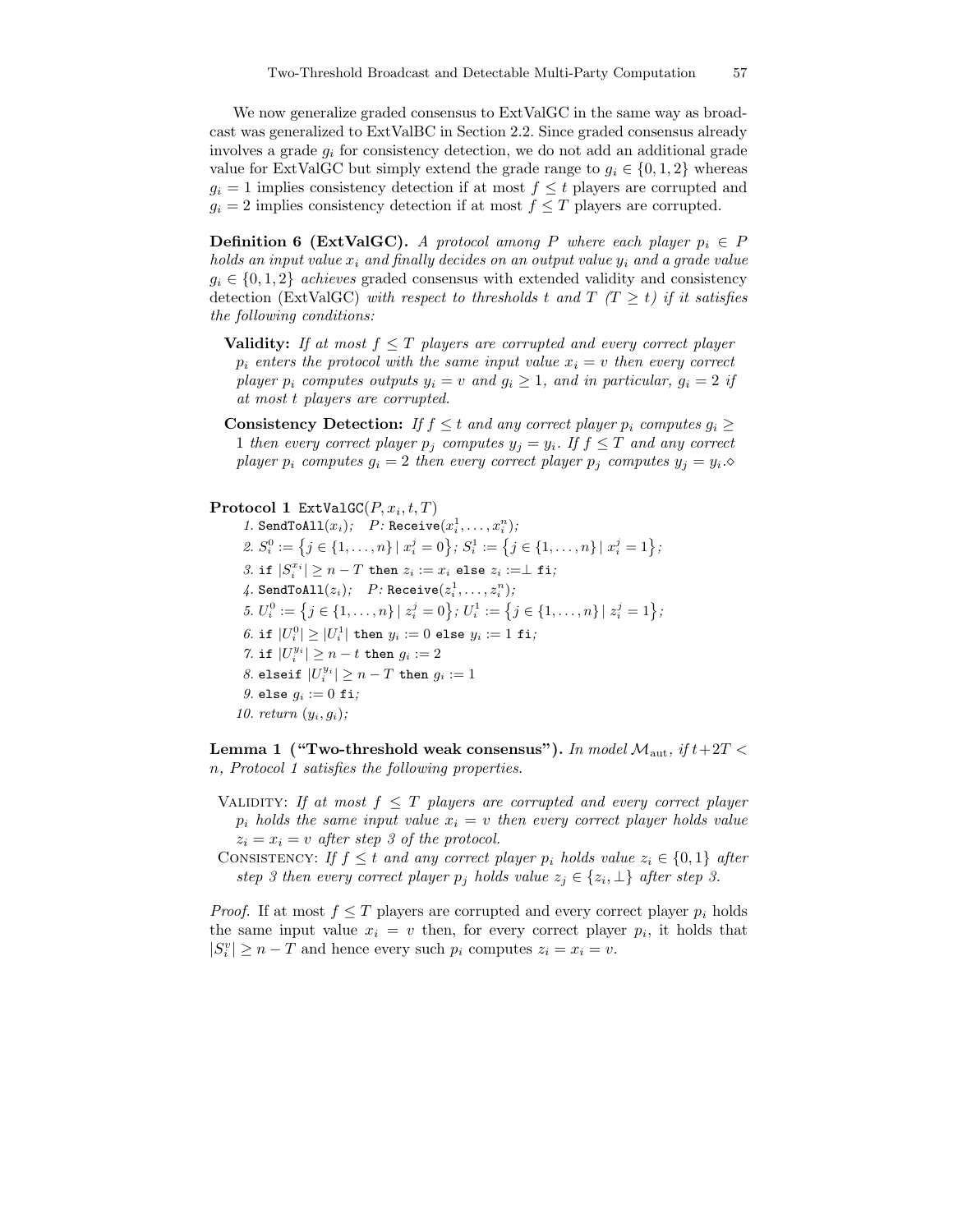We now generalize graded consensus to ExtValGC in the same way as broadcast was generalized to ExtValBC in Section 2.2. Since graded consensus already involves a grade $g_i$ for consistency detection, we do not add an additional grade value for ExtValGC but simply extend the grade range to $g_i \in \{0, 1, 2\}$ whereas $g_i = 1$ implies consistency detection if at most $f \leq t$ players are corrupted and $g_i = 2$ implies consistency detection if at most $f \leq T$ players are corrupted.

**Definition 6 (ExtValGC).** *A protocol among $P$ where each player $p_i \in P$ holds an input value $x_i$ and finally decides on an output value $y_i$ and a grade value $g_i \in \{0, 1, 2\}$ achieves* graded consensus with extended validity and consistency detection (ExtValGC) *with respect to thresholds $t$ and $T$ ($T \geq t$) if it satisfies the following conditions:*

- **Validity:** *If at most $f \leq T$ players are corrupted and every correct player $p_i$ enters the protocol with the same input value $x_i = v$ then every correct player $p_i$ computes outputs $y_i = v$ and $g_i \geq 1$, and in particular, $g_i = 2$ if at most $t$ players are corrupted.*
- **Consistency Detection:** *If $f \leq t$ and any correct player $p_i$ computes $g_i \geq 1$ then every correct player $p_j$ computes $y_j = y_i$. If $f \leq T$ and any correct player $p_i$ computes $g_i = 2$ then every correct player $p_j$ computes $y_j = y_i$.*$\diamond$

**Protocol 1** $\texttt{ExtValGC}(P, x_i, t, T)$

1. $\texttt{SendToAll}(x_i)$; $\;P$: $\texttt{Receive}(x_i^1, \ldots, x_i^n)$;
2. $S_i^0 := \{j \in \{1, \ldots, n\} \mid x_i^j = 0\}$; $S_i^1 := \{j \in \{1, \ldots, n\} \mid x_i^j = 1\}$;
3. $\texttt{if}$ $|S_i^{x_i}| \geq n - T$ $\texttt{then}$ $z_i := x_i$ $\texttt{else}$ $z_i := \perp$ $\texttt{fi}$;
4. $\texttt{SendToAll}(z_i)$; $\;P$: $\texttt{Receive}(z_i^1, \ldots, z_i^n)$;
5. $U_i^0 := \{j \in \{1, \ldots, n\} \mid z_i^j = 0\}$; $U_i^1 := \{j \in \{1, \ldots, n\} \mid z_i^j = 1\}$;
6. $\texttt{if}$ $|U_i^0| \geq |U_i^1|$ $\texttt{then}$ $y_i := 0$ $\texttt{else}$ $y_i := 1$ $\texttt{fi}$;
7. $\texttt{if}$ $|U_i^{y_i}| \geq n - t$ $\texttt{then}$ $g_i := 2$
8. $\texttt{elseif}$ $|U_i^{y_i}| \geq n - T$ $\texttt{then}$ $g_i := 1$
9. $\texttt{else}$ $g_i := 0$ $\texttt{fi}$;
10. *return* $(y_i, g_i)$;

**Lemma 1 ("Two-threshold weak consensus").** *In model $\mathcal{M}_{\text{aut}}$, if $t + 2T < n$, Protocol 1 satisfies the following properties.*

- Validity: *If at most $f \leq T$ players are corrupted and every correct player $p_i$ holds the same input value $x_i = v$ then every correct player holds value $z_i = x_i = v$ after step 3 of the protocol.*
- Consistency: *If $f \leq t$ and any correct player $p_i$ holds value $z_i \in \{0, 1\}$ after step 3 then every correct player $p_j$ holds value $z_j \in \{z_i, \perp\}$ after step 3.*

*Proof.* If at most $f \leq T$ players are corrupted and every correct player $p_i$ holds the same input value $x_i = v$ then, for every correct player $p_i$, it holds that $|S_i^v| \geq n - T$ and hence every such $p_i$ computes $z_i = x_i = v$.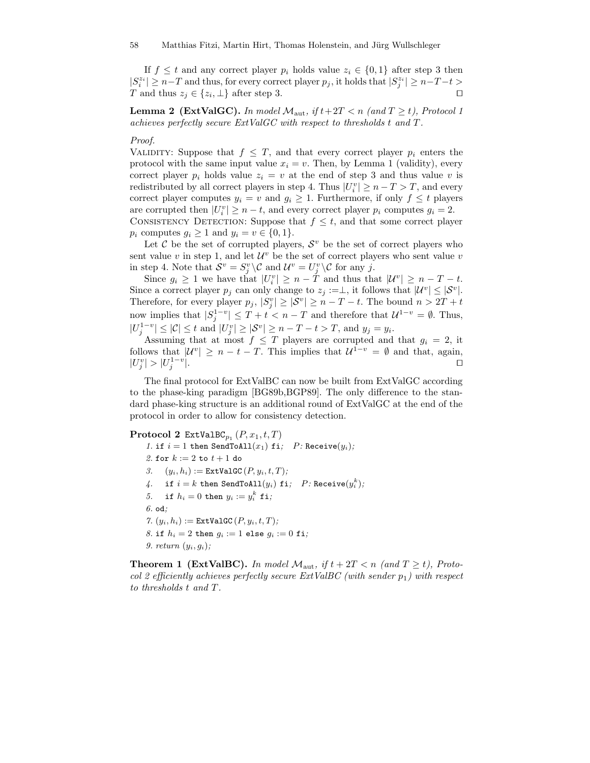If $f \leq t$ and any correct player $p_i$ holds value $z_i \in \{0,1\}$ after step 3 then $|S_i^{z_i}| \geq n-T$ and thus, for every correct player $p_j$, it holds that $|S_j^{z_i}| \geq n-T-t > T$ and thus $z_j \in \{z_i, \perp\}$ after step 3. □

**Lemma 2 (ExtValGC).** *In model $\mathcal{M}_{\text{aut}}$, if $t+2T < n$ (and $T \geq t$), Protocol 1 achieves perfectly secure ExtValGC with respect to thresholds $t$ and $T$.*

*Proof.*
VALIDITY: Suppose that $f \leq T$, and that every correct player $p_i$ enters the protocol with the same input value $x_i = v$. Then, by Lemma 1 (validity), every correct player $p_i$ holds value $z_i = v$ at the end of step 3 and thus value $v$ is redistributed by all correct players in step 4. Thus $|U_i^v| \geq n-T > T$, and every correct player computes $y_i = v$ and $g_i \geq 1$. Furthermore, if only $f \leq t$ players are corrupted then $|U_i^v| \geq n-t$, and every correct player $p_i$ computes $g_i = 2$.
CONSISTENCY DETECTION: Suppose that $f \leq t$, and that some correct player $p_i$ computes $g_i \geq 1$ and $y_i = v \in \{0,1\}$.

Let $\mathcal{C}$ be the set of corrupted players, $\mathcal{S}^v$ be the set of correct players who sent value $v$ in step 1, and let $\mathcal{U}^v$ be the set of correct players who sent value $v$ in step 4. Note that $\mathcal{S}^v = S_j^v \backslash \mathcal{C}$ and $\mathcal{U}^v = U_j^v \backslash \mathcal{C}$ for any $j$.

Since $g_i \geq 1$ we have that $|U_i^v| \geq n-T$ and thus that $|\mathcal{U}^v| \geq n-T-t$. Since a correct player $p_j$ can only change to $z_j := \perp$, it follows that $|\mathcal{U}^v| \leq |\mathcal{S}^v|$. Therefore, for every player $p_j$, $|S_j^v| \geq |\mathcal{S}^v| \geq n-T-t$. The bound $n > 2T+t$ now implies that $|S_j^{1-v}| \leq T+t < n-T$ and therefore that $\mathcal{U}^{1-v} = \emptyset$. Thus, $|U_j^{1-v}| \leq |\mathcal{C}| \leq t$ and $|U_j^v| \geq |\mathcal{S}^v| \geq n-T-t > T$, and $y_j = y_i$.

Assuming that at most $f \leq T$ players are corrupted and that $g_i = 2$, it follows that $|\mathcal{U}^v| \geq n-t-T$. This implies that $\mathcal{U}^{1-v} = \emptyset$ and that, again, $|U_j^v| > |U_j^{1-v}|$. □

The final protocol for ExtValBC can now be built from ExtValGC according to the phase-king paradigm [BG89b,BGP89]. The only difference to the standard phase-king structure is an additional round of ExtValGC at the end of the protocol in order to allow for consistency detection.

**Protocol 2** $\texttt{ExtValBC}_{p_1}(P, x_1, t, T)$

```
1. if i = 1 then SendToAll(x_1) fi;   P: Receive(y_i);
2. for k := 2 to t + 1 do
3.    (y_i, h_i) := ExtValGC(P, y_i, t, T);
4.    if i = k then SendToAll(y_i) fi;   P: Receive(y_i^k);
5.    if h_i = 0 then y_i := y_i^k fi;
6. od;
7. (y_i, h_i) := ExtValGC(P, y_i, t, T);
8. if h_i = 2 then g_i := 1 else g_i := 0 fi;
9. return (y_i, g_i);
```

**Theorem 1 (ExtValBC).** *In model $\mathcal{M}_{\text{aut}}$, if $t+2T < n$ (and $T \geq t$), Protocol 2 efficiently achieves perfectly secure ExtValBC (with sender $p_1$) with respect to thresholds $t$ and $T$.*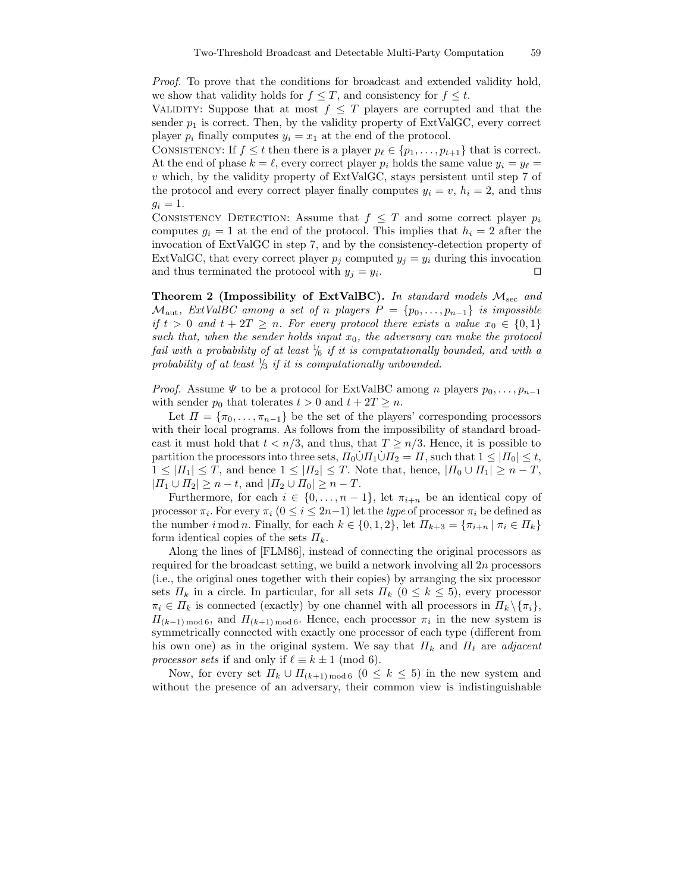*Proof.* To prove that the conditions for broadcast and extended validity hold, we show that validity holds for $f \leq T$, and consistency for $f \leq t$.

Validity: Suppose that at most $f \leq T$ players are corrupted and that the sender $p_1$ is correct. Then, by the validity property of ExtValGC, every correct player $p_i$ finally computes $y_i = x_1$ at the end of the protocol.

Consistency: If $f \leq t$ then there is a player $p_\ell \in \{p_1, \ldots, p_{t+1}\}$ that is correct. At the end of phase $k = \ell$, every correct player $p_i$ holds the same value $y_i = y_\ell = v$ which, by the validity property of ExtValGC, stays persistent until step 7 of the protocol and every correct player finally computes $y_i = v$, $h_i = 2$, and thus $g_i = 1$.

Consistency Detection: Assume that $f \leq T$ and some correct player $p_i$ computes $g_i = 1$ at the end of the protocol. This implies that $h_i = 2$ after the invocation of ExtValGC in step 7, and by the consistency-detection property of ExtValGC, that every correct player $p_j$ computed $y_j = y_i$ during this invocation and thus terminated the protocol with $y_j = y_i$. ⊓⊔

**Theorem 2 (Impossibility of ExtValBC).** *In standard models $\mathcal{M}_{\text{sec}}$ and $\mathcal{M}_{\text{aut}}$, ExtValBC among a set of $n$ players $P = \{p_0, \ldots, p_{n-1}\}$ is impossible if $t > 0$ and $t + 2T \geq n$. For every protocol there exists a value $x_0 \in \{0, 1\}$ such that, when the sender holds input $x_0$, the adversary can make the protocol fail with a probability of at least $1/6$ if it is computationally bounded, and with a probability of at least $1/3$ if it is computationally unbounded.*

*Proof.* Assume $\Psi$ to be a protocol for ExtValBC among $n$ players $p_0, \ldots, p_{n-1}$ with sender $p_0$ that tolerates $t > 0$ and $t + 2T \geq n$.

Let $\Pi = \{\pi_0, \ldots, \pi_{n-1}\}$ be the set of the players' corresponding processors with their local programs. As follows from the impossibility of standard broadcast it must hold that $t < n/3$, and thus, that $T \geq n/3$. Hence, it is possible to partition the processors into three sets, $\Pi_0 \dot\cup \Pi_1 \dot\cup \Pi_2 = \Pi$, such that $1 \leq |\Pi_0| \leq t$, $1 \leq |\Pi_1| \leq T$, and hence $1 \leq |\Pi_2| \leq T$. Note that, hence, $|\Pi_0 \cup \Pi_1| \geq n - T$, $|\Pi_1 \cup \Pi_2| \geq n - t$, and $|\Pi_2 \cup \Pi_0| \geq n - T$.

Furthermore, for each $i \in \{0, \ldots, n-1\}$, let $\pi_{i+n}$ be an identical copy of processor $\pi_i$. For every $\pi_i$ ($0 \leq i \leq 2n-1$) let the *type* of processor $\pi_i$ be defined as the number $i \bmod n$. Finally, for each $k \in \{0, 1, 2\}$, let $\Pi_{k+3} = \{\pi_{i+n} \mid \pi_i \in \Pi_k\}$ form identical copies of the sets $\Pi_k$.

Along the lines of [FLM86], instead of connecting the original processors as required for the broadcast setting, we build a network involving all $2n$ processors (i.e., the original ones together with their copies) by arranging the six processor sets $\Pi_k$ in a circle. In particular, for all sets $\Pi_k$ ($0 \leq k \leq 5$), every processor $\pi_i \in \Pi_k$ is connected (exactly) by one channel with all processors in $\Pi_k \setminus \{\pi_i\}$, $\Pi_{(k-1) \bmod 6}$, and $\Pi_{(k+1) \bmod 6}$. Hence, each processor $\pi_i$ in the new system is symmetrically connected with exactly one processor of each type (different from his own one) as in the original system. We say that $\Pi_k$ and $\Pi_\ell$ are *adjacent processor sets* if and only if $\ell \equiv k \pm 1 \pmod 6$.

Now, for every set $\Pi_k \cup \Pi_{(k+1) \bmod 6}$ ($0 \leq k \leq 5$) in the new system and without the presence of an adversary, their common view is indistinguishable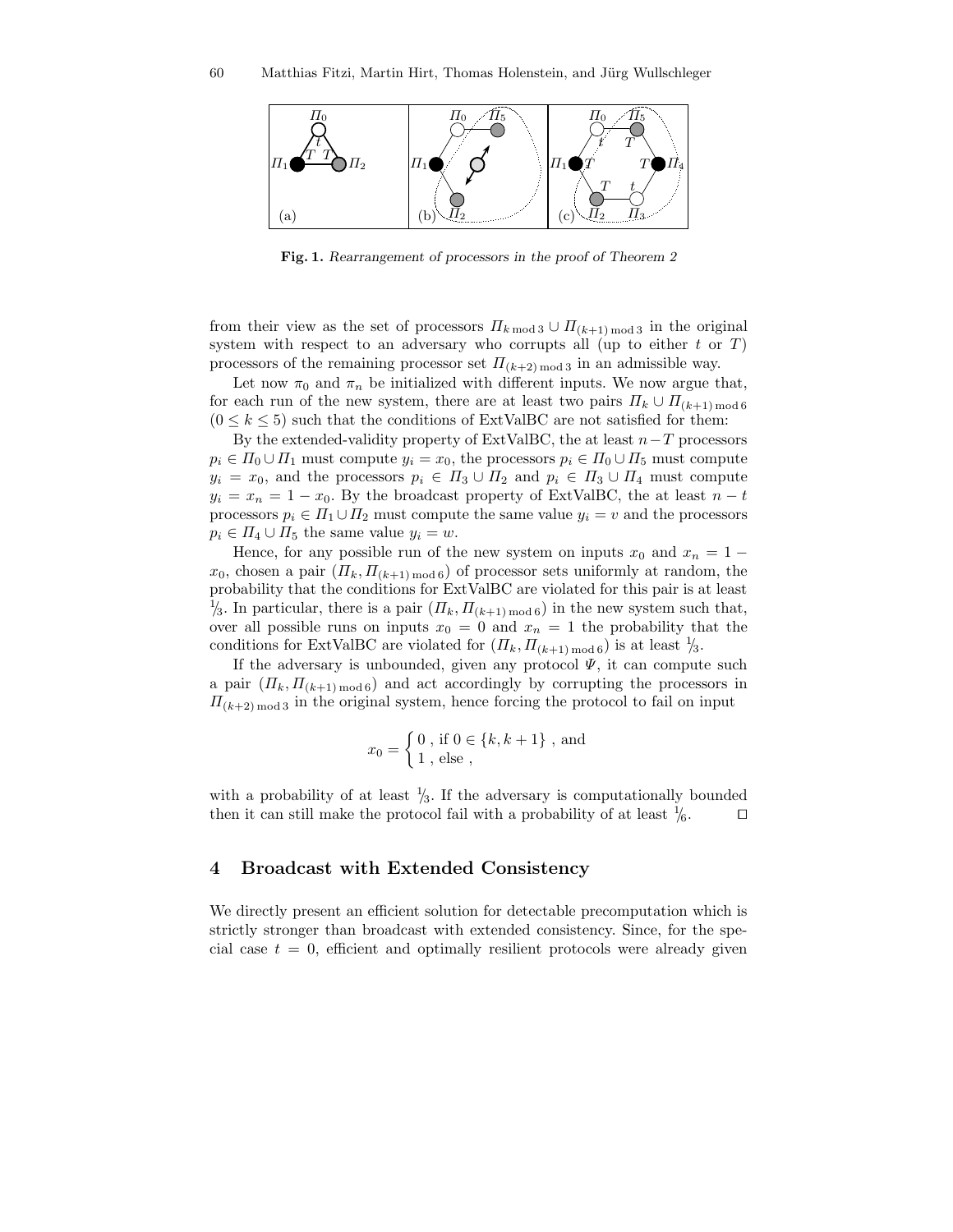**Fig. 1.** *Rearrangement of processors in the proof of Theorem 2*

from their view as the set of processors $\Pi_{k \bmod 3} \cup \Pi_{(k+1) \bmod 3}$ in the original system with respect to an adversary who corrupts all (up to either $t$ or $T$) processors of the remaining processor set $\Pi_{(k+2) \bmod 3}$ in an admissible way.

Let now $\pi_0$ and $\pi_n$ be initialized with different inputs. We now argue that, for each run of the new system, there are at least two pairs $\Pi_k \cup \Pi_{(k+1) \bmod 6}$ $(0 \leq k \leq 5)$ such that the conditions of ExtValBC are not satisfied for them:

By the extended-validity property of ExtValBC, the at least $n-T$ processors $p_i \in \Pi_0 \cup \Pi_1$ must compute $y_i = x_0$, the processors $p_i \in \Pi_0 \cup \Pi_5$ must compute $y_i = x_0$, and the processors $p_i \in \Pi_3 \cup \Pi_2$ and $p_i \in \Pi_3 \cup \Pi_4$ must compute $y_i = x_n = 1 - x_0$. By the broadcast property of ExtValBC, the at least $n - t$ processors $p_i \in \Pi_1 \cup \Pi_2$ must compute the same value $y_i = v$ and the processors $p_i \in \Pi_4 \cup \Pi_5$ the same value $y_i = w$.

Hence, for any possible run of the new system on inputs $x_0$ and $x_n = 1 - x_0$, chosen a pair $(\Pi_k, \Pi_{(k+1) \bmod 6})$ of processor sets uniformly at random, the probability that the conditions for ExtValBC are violated for this pair is at least $1/3$. In particular, there is a pair $(\Pi_k, \Pi_{(k+1) \bmod 6})$ in the new system such that, over all possible runs on inputs $x_0 = 0$ and $x_n = 1$ the probability that the conditions for ExtValBC are violated for $(\Pi_k, \Pi_{(k+1) \bmod 6})$ is at least $1/3$.

If the adversary is unbounded, given any protocol $\Psi$, it can compute such a pair $(\Pi_k, \Pi_{(k+1) \bmod 6})$ and act accordingly by corrupting the processors in $\Pi_{(k+2) \bmod 3}$ in the original system, hence forcing the protocol to fail on input

$$x_0 = \begin{cases} 0 \text{ , if } 0 \in \{k, k+1\} \text{ , and} \\ 1 \text{ , else ,} \end{cases}$$

with a probability of at least $1/3$. If the adversary is computationally bounded then it can still make the protocol fail with a probability of at least $1/6$. □

## 4 Broadcast with Extended Consistency

We directly present an efficient solution for detectable precomputation which is strictly stronger than broadcast with extended consistency. Since, for the special case $t = 0$, efficient and optimally resilient protocols were already given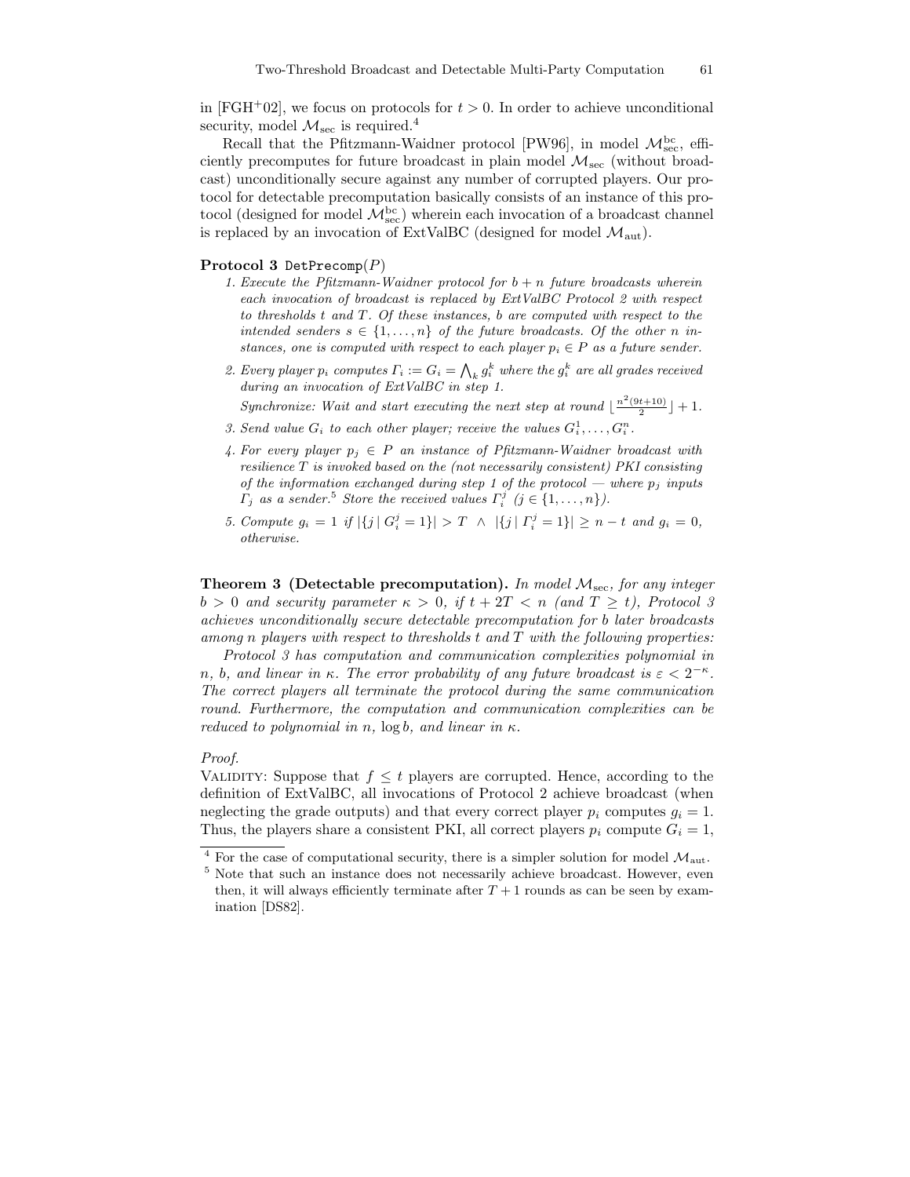in [FGH+02], we focus on protocols for $t > 0$. In order to achieve unconditional security, model $\mathcal{M}_{\text{sec}}$ is required.[4]

Recall that the Pfitzmann-Waidner protocol [PW96], in model $\mathcal{M}_{\text{sec}}^{\text{bc}}$, efficiently precomputes for future broadcast in plain model $\mathcal{M}_{\text{sec}}$ (without broadcast) unconditionally secure against any number of corrupted players. Our protocol for detectable precomputation basically consists of an instance of this protocol (designed for model $\mathcal{M}_{\text{sec}}^{\text{bc}}$) wherein each invocation of a broadcast channel is replaced by an invocation of ExtValBC (designed for model $\mathcal{M}_{\text{aut}}$).

**Protocol 3** `DetPrecomp`($P$)

1. *Execute the Pfitzmann-Waidner protocol for $b + n$ future broadcasts wherein each invocation of broadcast is replaced by ExtValBC Protocol 2 with respect to thresholds $t$ and $T$. Of these instances, $b$ are computed with respect to the intended senders $s \in \{1, \dots, n\}$ of the future broadcasts. Of the other $n$ instances, one is computed with respect to each player $p_i \in P$ as a future sender.*
2. *Every player $p_i$ computes $\Gamma_i := G_i = \bigwedge_k g_i^k$ where the $g_i^k$ are all grades received during an invocation of ExtValBC in step 1.*
   *Synchronize: Wait and start executing the next step at round $\lfloor \frac{n^2(9t+10)}{2} \rfloor + 1$.*
3. *Send value $G_i$ to each other player; receive the values $G_i^1, \dots, G_i^n$.*
4. *For every player $p_j \in P$ an instance of Pfitzmann-Waidner broadcast with resilience $T$ is invoked based on the (not necessarily consistent) PKI consisting of the information exchanged during step 1 of the protocol — where $p_j$ inputs $\Gamma_j$ as a sender.*[5] *Store the received values $\Gamma_i^j$ ($j \in \{1, \dots, n\}$).*
5. *Compute $g_i = 1$ if $|\{j \mid G_i^j = 1\}| > T \;\wedge\; |\{j \mid \Gamma_i^j = 1\}| \geq n - t$ and $g_i = 0$, otherwise.*

**Theorem 3 (Detectable precomputation).** *In model $\mathcal{M}_{\text{sec}}$, for any integer $b > 0$ and security parameter $\kappa > 0$, if $t + 2T < n$ (and $T \geq t$), Protocol 3 achieves unconditionally secure detectable precomputation for $b$ later broadcasts among $n$ players with respect to thresholds $t$ and $T$ with the following properties:*

*Protocol 3 has computation and communication complexities polynomial in $n$, $b$, and linear in $\kappa$. The error probability of any future broadcast is $\varepsilon < 2^{-\kappa}$. The correct players all terminate the protocol during the same communication round. Furthermore, the computation and communication complexities can be reduced to polynomial in $n$, $\log b$, and linear in $\kappa$.*

*Proof.*
Validity: Suppose that $f \leq t$ players are corrupted. Hence, according to the definition of ExtValBC, all invocations of Protocol 2 achieve broadcast (when neglecting the grade outputs) and that every correct player $p_i$ computes $g_i = 1$. Thus, the players share a consistent PKI, all correct players $p_i$ compute $G_i = 1$,

---

[4] For the case of computational security, there is a simpler solution for model $\mathcal{M}_{\text{aut}}$.

[5] Note that such an instance does not necessarily achieve broadcast. However, even then, it will always efficiently terminate after $T + 1$ rounds as can be seen by examination [DS82].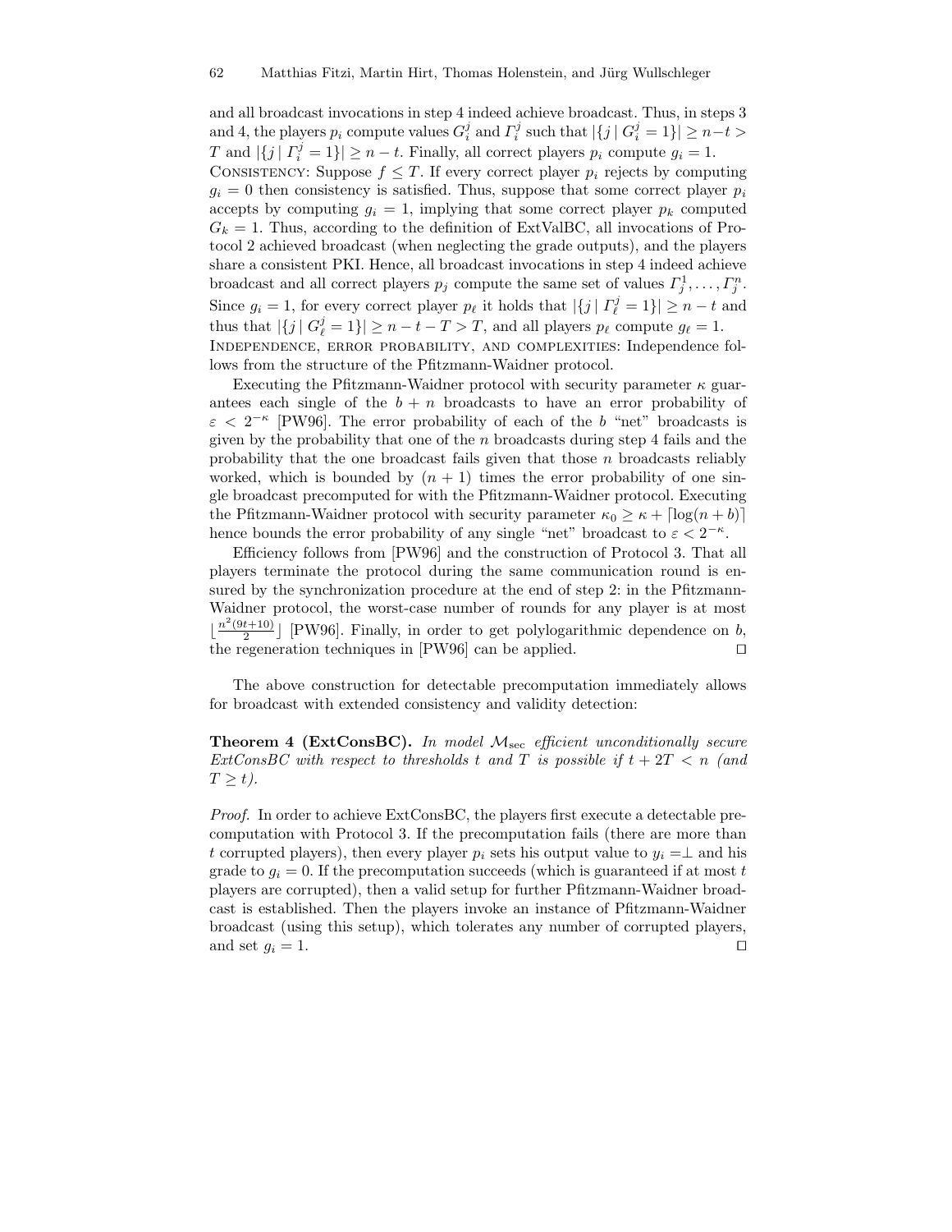and all broadcast invocations in step 4 indeed achieve broadcast. Thus, in steps 3 and 4, the players $p_i$ compute values $G_i^j$ and $\Gamma_i^j$ such that $|\{j \mid G_i^j = 1\}| \geq n-t > T$ and $|\{j \mid \Gamma_i^j = 1\}| \geq n-t$. Finally, all correct players $p_i$ compute $g_i = 1$.

Consistency: Suppose $f \leq T$. If every correct player $p_i$ rejects by computing $g_i = 0$ then consistency is satisfied. Thus, suppose that some correct player $p_i$ accepts by computing $g_i = 1$, implying that some correct player $p_k$ computed $G_k = 1$. Thus, according to the definition of ExtValBC, all invocations of Protocol 2 achieved broadcast (when neglecting the grade outputs), and the players share a consistent PKI. Hence, all broadcast invocations in step 4 indeed achieve broadcast and all correct players $p_j$ compute the same set of values $\Gamma_j^1, \ldots, \Gamma_j^n$. Since $g_i = 1$, for every correct player $p_\ell$ it holds that $|\{j \mid \Gamma_\ell^j = 1\}| \geq n-t$ and thus that $|\{j \mid G_\ell^j = 1\}| \geq n-t-T > T$, and all players $p_\ell$ compute $g_\ell = 1$.

Independence, error probability, and complexities: Independence follows from the structure of the Pfitzmann-Waidner protocol.

Executing the Pfitzmann-Waidner protocol with security parameter $\kappa$ guarantees each single of the $b+n$ broadcasts to have an error probability of $\varepsilon < 2^{-\kappa}$ [PW96]. The error probability of each of the $b$ "net" broadcasts is given by the probability that one of the $n$ broadcasts during step 4 fails and the probability that the one broadcast fails given that those $n$ broadcasts reliably worked, which is bounded by $(n+1)$ times the error probability of one single broadcast precomputed for with the Pfitzmann-Waidner protocol. Executing the Pfitzmann-Waidner protocol with security parameter $\kappa_0 \geq \kappa + \lceil \log(n+b) \rceil$ hence bounds the error probability of any single "net" broadcast to $\varepsilon < 2^{-\kappa}$.

Efficiency follows from [PW96] and the construction of Protocol 3. That all players terminate the protocol during the same communication round is ensured by the synchronization procedure at the end of step 2: in the Pfitzmann-Waidner protocol, the worst-case number of rounds for any player is at most $\lfloor \frac{n^2(9t+10)}{2} \rfloor$ [PW96]. Finally, in order to get polylogarithmic dependence on $b$, the regeneration techniques in [PW96] can be applied. □

The above construction for detectable precomputation immediately allows for broadcast with extended consistency and validity detection:

**Theorem 4 (ExtConsBC).** *In model $\mathcal{M}_{\text{sec}}$ efficient unconditionally secure ExtConsBC with respect to thresholds $t$ and $T$ is possible if $t + 2T < n$ (and $T \geq t$).*

*Proof.* In order to achieve ExtConsBC, the players first execute a detectable precomputation with Protocol 3. If the precomputation fails (there are more than $t$ corrupted players), then every player $p_i$ sets his output value to $y_i = \perp$ and his grade to $g_i = 0$. If the precomputation succeeds (which is guaranteed if at most $t$ players are corrupted), then a valid setup for further Pfitzmann-Waidner broadcast is established. Then the players invoke an instance of Pfitzmann-Waidner broadcast (using this setup), which tolerates any number of corrupted players, and set $g_i = 1$. □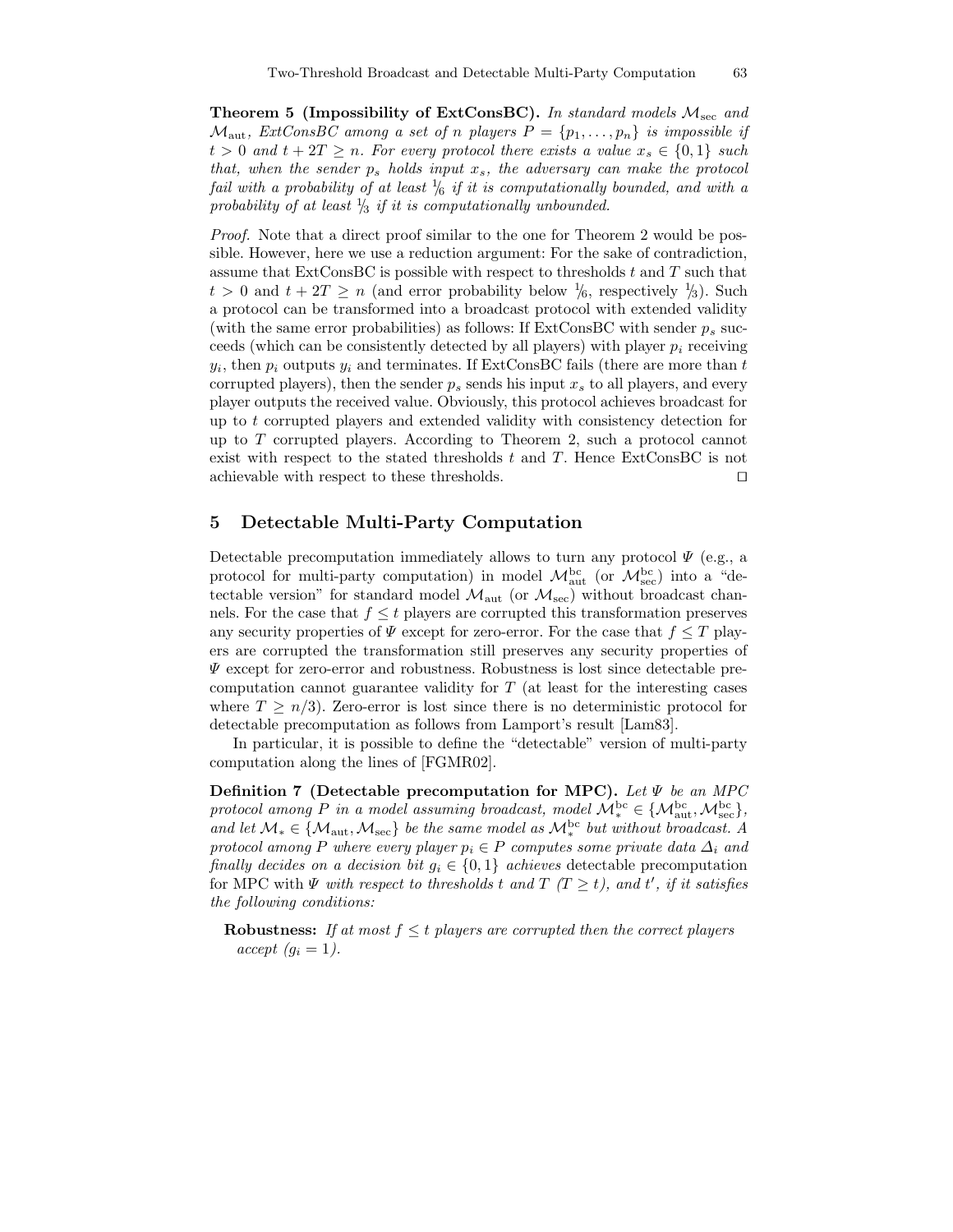**Theorem 5 (Impossibility of ExtConsBC).** *In standard models $\mathcal{M}_{\text{sec}}$ and $\mathcal{M}_{\text{aut}}$, ExtConsBC among a set of $n$ players $P = \{p_1, \ldots, p_n\}$ is impossible if $t > 0$ and $t + 2T \geq n$. For every protocol there exists a value $x_s \in \{0, 1\}$ such that, when the sender $p_s$ holds input $x_s$, the adversary can make the protocol fail with a probability of at least $1/6$ if it is computationally bounded, and with a probability of at least $1/3$ if it is computationally unbounded.*

*Proof.* Note that a direct proof similar to the one for Theorem 2 would be possible. However, here we use a reduction argument: For the sake of contradiction, assume that ExtConsBC is possible with respect to thresholds $t$ and $T$ such that $t > 0$ and $t + 2T \geq n$ (and error probability below $1/6$, respectively $1/3$). Such a protocol can be transformed into a broadcast protocol with extended validity (with the same error probabilities) as follows: If ExtConsBC with sender $p_s$ succeeds (which can be consistently detected by all players) with player $p_i$ receiving $y_i$, then $p_i$ outputs $y_i$ and terminates. If ExtConsBC fails (there are more than $t$ corrupted players), then the sender $p_s$ sends his input $x_s$ to all players, and every player outputs the received value. Obviously, this protocol achieves broadcast for up to $t$ corrupted players and extended validity with consistency detection for up to $T$ corrupted players. According to Theorem 2, such a protocol cannot exist with respect to the stated thresholds $t$ and $T$. Hence ExtConsBC is not achievable with respect to these thresholds. □

## 5 Detectable Multi-Party Computation

Detectable precomputation immediately allows to turn any protocol $\Psi$ (e.g., a protocol for multi-party computation) in model $\mathcal{M}_{\text{aut}}^{\text{bc}}$ (or $\mathcal{M}_{\text{sec}}^{\text{bc}}$) into a "detectable version" for standard model $\mathcal{M}_{\text{aut}}$ (or $\mathcal{M}_{\text{sec}}$) without broadcast channels. For the case that $f \leq t$ players are corrupted this transformation preserves any security properties of $\Psi$ except for zero-error. For the case that $f \leq T$ players are corrupted the transformation still preserves any security properties of $\Psi$ except for zero-error and robustness. Robustness is lost since detectable precomputation cannot guarantee validity for $T$ (at least for the interesting cases where $T \geq n/3$). Zero-error is lost since there is no deterministic protocol for detectable precomputation as follows from Lamport's result [Lam83].

In particular, it is possible to define the "detectable" version of multi-party computation along the lines of [FGMR02].

**Definition 7 (Detectable precomputation for MPC).** *Let $\Psi$ be an MPC protocol among $P$ in a model assuming broadcast, model $\mathcal{M}_*^{\text{bc}} \in \{\mathcal{M}_{\text{aut}}^{\text{bc}}, \mathcal{M}_{\text{sec}}^{\text{bc}}\}$, and let $\mathcal{M}_* \in \{\mathcal{M}_{\text{aut}}, \mathcal{M}_{\text{sec}}\}$ be the same model as $\mathcal{M}_*^{\text{bc}}$ but without broadcast. A protocol among $P$ where every player $p_i \in P$ computes some private data $\Delta_i$ and finally decides on a decision bit $g_i \in \{0, 1\}$ achieves* detectable precomputation for MPC *with $\Psi$ with respect to thresholds $t$ and $T$ ($T \geq t$), and $t'$, if it satisfies the following conditions:*

**Robustness:** *If at most $f \leq t$ players are corrupted then the correct players accept ($g_i = 1$).*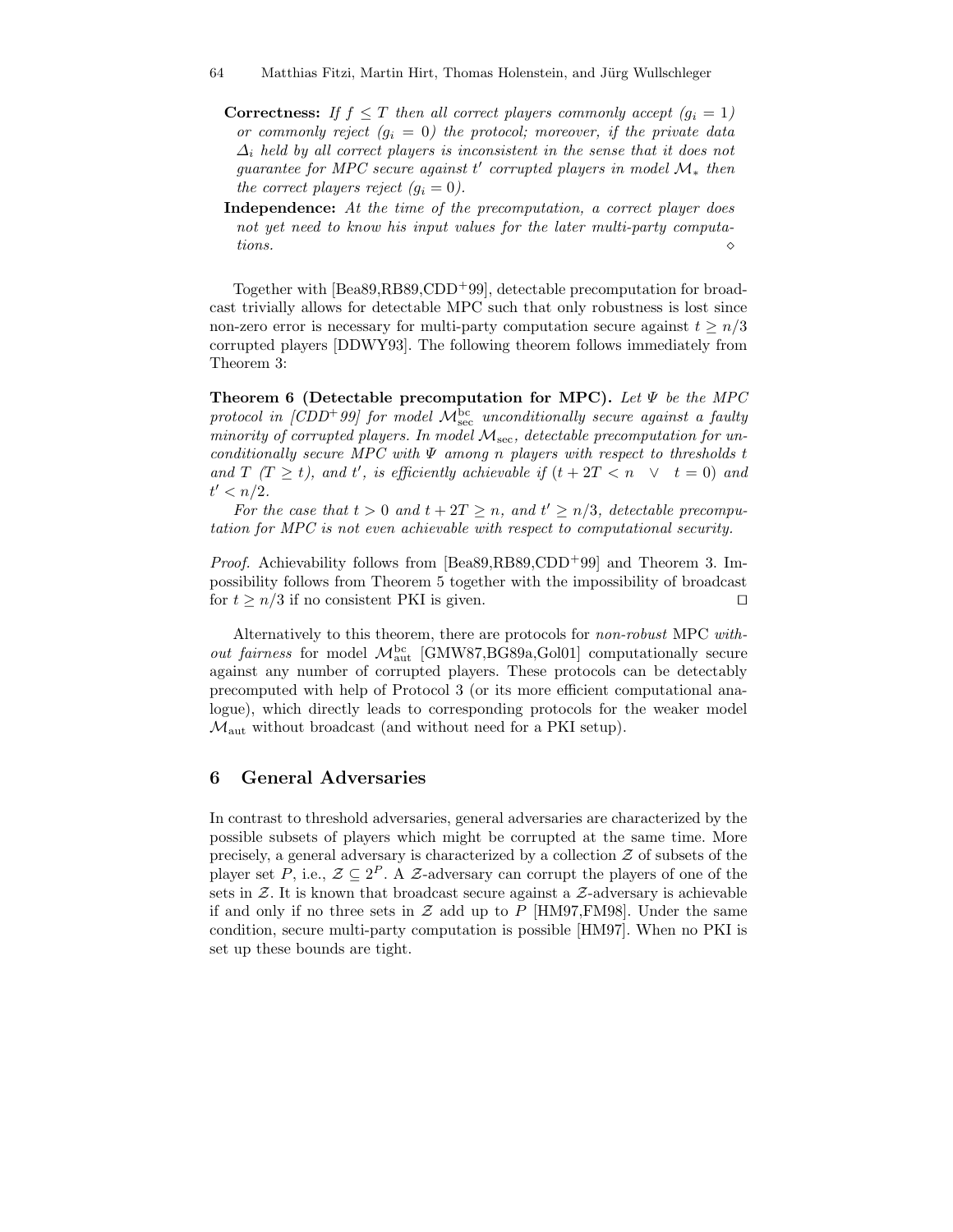**Correctness:** *If $f \leq T$ then all correct players commonly accept ($g_i = 1$) or commonly reject ($g_i = 0$) the protocol; moreover, if the private data $\Delta_i$ held by all correct players is inconsistent in the sense that it does not guarantee for MPC secure against $t'$ corrupted players in model $\mathcal{M}_*$ then the correct players reject ($g_i = 0$).*

**Independence:** *At the time of the precomputation, a correct player does not yet need to know his input values for the later multi-party computations.* ◇

Together with [Bea89,RB89,CDD+99], detectable precomputation for broadcast trivially allows for detectable MPC such that only robustness is lost since non-zero error is necessary for multi-party computation secure against $t \geq n/3$ corrupted players [DDWY93]. The following theorem follows immediately from Theorem 3:

**Theorem 6 (Detectable precomputation for MPC).** *Let $\Psi$ be the MPC protocol in [CDD+99] for model $\mathcal{M}_{\mathrm{sec}}^{\mathrm{bc}}$ unconditionally secure against a faulty minority of corrupted players. In model $\mathcal{M}_{\mathrm{sec}}$, detectable precomputation for unconditionally secure MPC with $\Psi$ among $n$ players with respect to thresholds $t$ and $T$ ($T \geq t$), and $t'$, is efficiently achievable if ($t + 2T < n \;\;\vee\;\; t = 0$) and $t' < n/2$.*

*For the case that $t > 0$ and $t + 2T \geq n$, and $t' \geq n/3$, detectable precomputation for MPC is not even achievable with respect to computational security.*

*Proof.* Achievability follows from [Bea89,RB89,CDD+99] and Theorem 3. Impossibility follows from Theorem 5 together with the impossibility of broadcast for $t \geq n/3$ if no consistent PKI is given. □

Alternatively to this theorem, there are protocols for *non-robust* MPC *without fairness* for model $\mathcal{M}_{\mathrm{aut}}^{\mathrm{bc}}$ [GMW87,BG89a,Gol01] computationally secure against any number of corrupted players. These protocols can be detectably precomputed with help of Protocol 3 (or its more efficient computational analogue), which directly leads to corresponding protocols for the weaker model $\mathcal{M}_{\mathrm{aut}}$ without broadcast (and without need for a PKI setup).

## 6 General Adversaries

In contrast to threshold adversaries, general adversaries are characterized by the possible subsets of players which might be corrupted at the same time. More precisely, a general adversary is characterized by a collection $\mathcal{Z}$ of subsets of the player set $P$, i.e., $\mathcal{Z} \subseteq 2^P$. A $\mathcal{Z}$-adversary can corrupt the players of one of the sets in $\mathcal{Z}$. It is known that broadcast secure against a $\mathcal{Z}$-adversary is achievable if and only if no three sets in $\mathcal{Z}$ add up to $P$ [HM97,FM98]. Under the same condition, secure multi-party computation is possible [HM97]. When no PKI is set up these bounds are tight.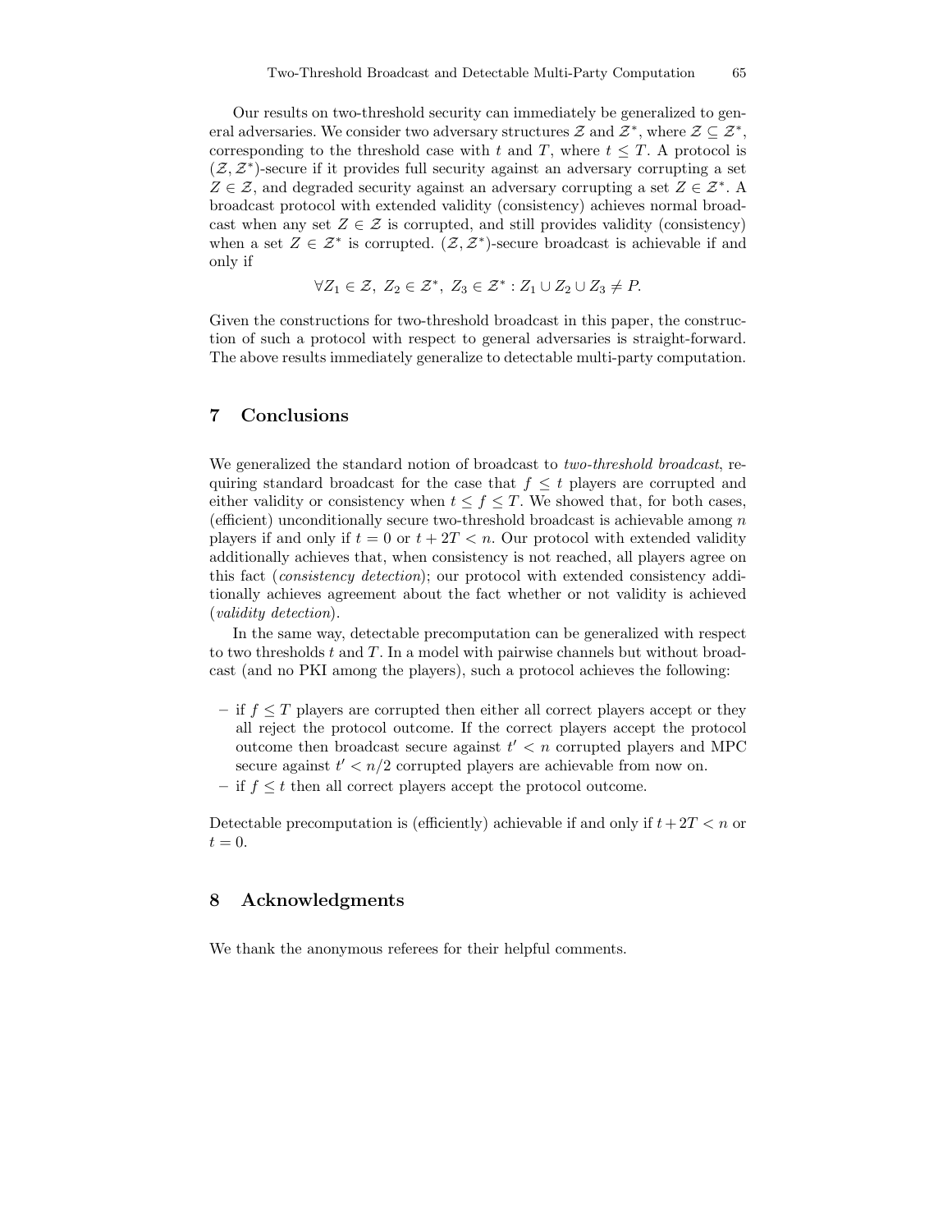Our results on two-threshold security can immediately be generalized to general adversaries. We consider two adversary structures $\mathcal{Z}$ and $\mathcal{Z}^*$, where $\mathcal{Z} \subseteq \mathcal{Z}^*$, corresponding to the threshold case with $t$ and $T$, where $t \leq T$. A protocol is $(\mathcal{Z}, \mathcal{Z}^*)$-secure if it provides full security against an adversary corrupting a set $Z \in \mathcal{Z}$, and degraded security against an adversary corrupting a set $Z \in \mathcal{Z}^*$. A broadcast protocol with extended validity (consistency) achieves normal broadcast when any set $Z \in \mathcal{Z}$ is corrupted, and still provides validity (consistency) when a set $Z \in \mathcal{Z}^*$ is corrupted. $(\mathcal{Z}, \mathcal{Z}^*)$-secure broadcast is achievable if and only if

$$\forall Z_1 \in \mathcal{Z},\ Z_2 \in \mathcal{Z}^*,\ Z_3 \in \mathcal{Z}^* : Z_1 \cup Z_2 \cup Z_3 \neq P.$$

Given the constructions for two-threshold broadcast in this paper, the construction of such a protocol with respect to general adversaries is straight-forward. The above results immediately generalize to detectable multi-party computation.

## 7 Conclusions

We generalized the standard notion of broadcast to *two-threshold broadcast*, requiring standard broadcast for the case that $f \leq t$ players are corrupted and either validity or consistency when $t \leq f \leq T$. We showed that, for both cases, (efficient) unconditionally secure two-threshold broadcast is achievable among $n$ players if and only if $t = 0$ or $t + 2T < n$. Our protocol with extended validity additionally achieves that, when consistency is not reached, all players agree on this fact (*consistency detection*); our protocol with extended consistency additionally achieves agreement about the fact whether or not validity is achieved (*validity detection*).

In the same way, detectable precomputation can be generalized with respect to two thresholds $t$ and $T$. In a model with pairwise channels but without broadcast (and no PKI among the players), such a protocol achieves the following:

- if $f \leq T$ players are corrupted then either all correct players accept or they all reject the protocol outcome. If the correct players accept the protocol outcome then broadcast secure against $t' < n$ corrupted players and MPC secure against $t' < n/2$ corrupted players are achievable from now on.
- if $f \leq t$ then all correct players accept the protocol outcome.

Detectable precomputation is (efficiently) achievable if and only if $t + 2T < n$ or $t = 0$.

## 8 Acknowledgments

We thank the anonymous referees for their helpful comments.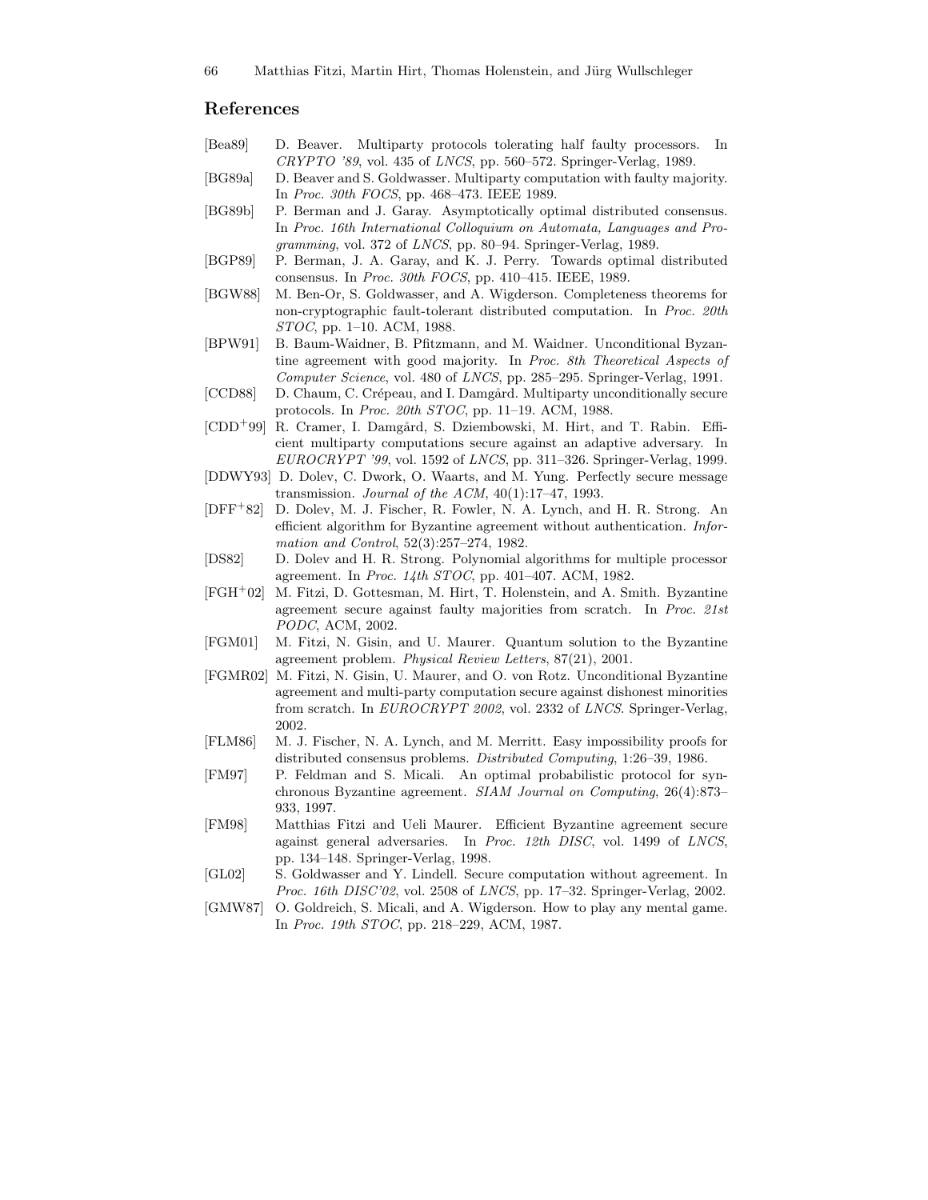## References

[Bea89] D. Beaver. Multiparty protocols tolerating half faulty processors. In *CRYPTO '89*, vol. 435 of *LNCS*, pp. 560–572. Springer-Verlag, 1989.

[BG89a] D. Beaver and S. Goldwasser. Multiparty computation with faulty majority. In *Proc. 30th FOCS*, pp. 468–473. IEEE 1989.

[BG89b] P. Berman and J. Garay. Asymptotically optimal distributed consensus. In *Proc. 16th International Colloquium on Automata, Languages and Programming*, vol. 372 of *LNCS*, pp. 80–94. Springer-Verlag, 1989.

[BGP89] P. Berman, J. A. Garay, and K. J. Perry. Towards optimal distributed consensus. In *Proc. 30th FOCS*, pp. 410–415. IEEE, 1989.

[BGW88] M. Ben-Or, S. Goldwasser, and A. Wigderson. Completeness theorems for non-cryptographic fault-tolerant distributed computation. In *Proc. 20th STOC*, pp. 1–10. ACM, 1988.

[BPW91] B. Baum-Waidner, B. Pfitzmann, and M. Waidner. Unconditional Byzantine agreement with good majority. In *Proc. 8th Theoretical Aspects of Computer Science*, vol. 480 of *LNCS*, pp. 285–295. Springer-Verlag, 1991.

[CCD88] D. Chaum, C. Crépeau, and I. Damgård. Multiparty unconditionally secure protocols. In *Proc. 20th STOC*, pp. 11–19. ACM, 1988.

[CDD+99] R. Cramer, I. Damgård, S. Dziembowski, M. Hirt, and T. Rabin. Efficient multiparty computations secure against an adaptive adversary. In *EUROCRYPT '99*, vol. 1592 of *LNCS*, pp. 311–326. Springer-Verlag, 1999.

[DDWY93] D. Dolev, C. Dwork, O. Waarts, and M. Yung. Perfectly secure message transmission. *Journal of the ACM*, 40(1):17–47, 1993.

[DFF+82] D. Dolev, M. J. Fischer, R. Fowler, N. A. Lynch, and H. R. Strong. An efficient algorithm for Byzantine agreement without authentication. *Information and Control*, 52(3):257–274, 1982.

[DS82] D. Dolev and H. R. Strong. Polynomial algorithms for multiple processor agreement. In *Proc. 14th STOC*, pp. 401–407. ACM, 1982.

[FGH+02] M. Fitzi, D. Gottesman, M. Hirt, T. Holenstein, and A. Smith. Byzantine agreement secure against faulty majorities from scratch. In *Proc. 21st PODC*, ACM, 2002.

[FGM01] M. Fitzi, N. Gisin, and U. Maurer. Quantum solution to the Byzantine agreement problem. *Physical Review Letters*, 87(21), 2001.

[FGMR02] M. Fitzi, N. Gisin, U. Maurer, and O. von Rotz. Unconditional Byzantine agreement and multi-party computation secure against dishonest minorities from scratch. In *EUROCRYPT 2002*, vol. 2332 of *LNCS*. Springer-Verlag, 2002.

[FLM86] M. J. Fischer, N. A. Lynch, and M. Merritt. Easy impossibility proofs for distributed consensus problems. *Distributed Computing*, 1:26–39, 1986.

[FM97] P. Feldman and S. Micali. An optimal probabilistic protocol for synchronous Byzantine agreement. *SIAM Journal on Computing*, 26(4):873–933, 1997.

[FM98] Matthias Fitzi and Ueli Maurer. Efficient Byzantine agreement secure against general adversaries. In *Proc. 12th DISC*, vol. 1499 of *LNCS*, pp. 134–148. Springer-Verlag, 1998.

[GL02] S. Goldwasser and Y. Lindell. Secure computation without agreement. In *Proc. 16th DISC'02*, vol. 2508 of *LNCS*, pp. 17–32. Springer-Verlag, 2002.

[GMW87] O. Goldreich, S. Micali, and A. Wigderson. How to play any mental game. In *Proc. 19th STOC*, pp. 218–229, ACM, 1987.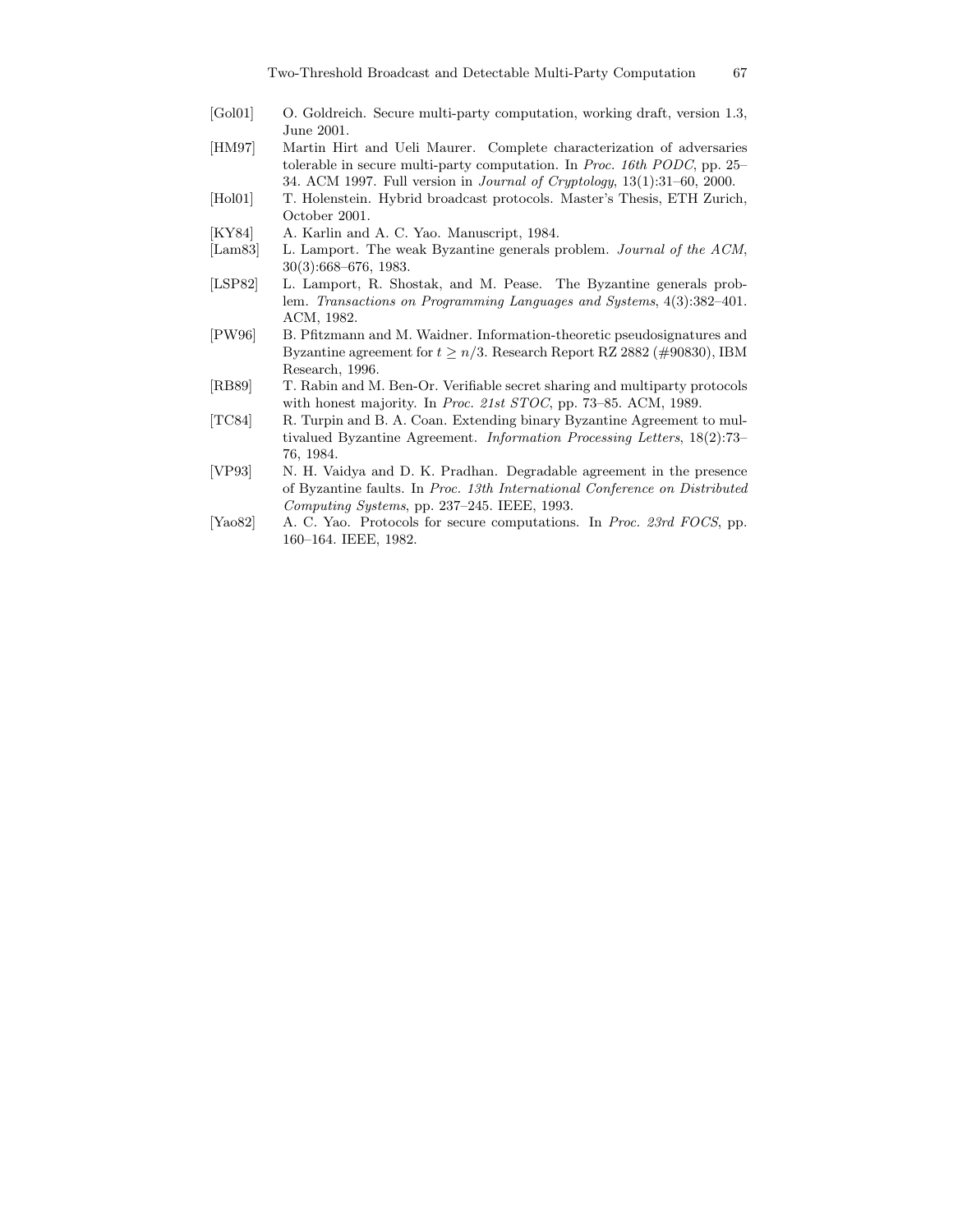[Gol01] O. Goldreich. Secure multi-party computation, working draft, version 1.3, June 2001.

[HM97] Martin Hirt and Ueli Maurer. Complete characterization of adversaries tolerable in secure multi-party computation. In *Proc. 16th PODC*, pp. 25–34. ACM 1997. Full version in *Journal of Cryptology*, 13(1):31–60, 2000.

[Hol01] T. Holenstein. Hybrid broadcast protocols. Master's Thesis, ETH Zurich, October 2001.

[KY84] A. Karlin and A. C. Yao. Manuscript, 1984.

[Lam83] L. Lamport. The weak Byzantine generals problem. *Journal of the ACM*, 30(3):668–676, 1983.

[LSP82] L. Lamport, R. Shostak, and M. Pease. The Byzantine generals problem. *Transactions on Programming Languages and Systems*, 4(3):382–401. ACM, 1982.

[PW96] B. Pfitzmann and M. Waidner. Information-theoretic pseudosignatures and Byzantine agreement for $t \geq n/3$. Research Report RZ 2882 (#90830), IBM Research, 1996.

[RB89] T. Rabin and M. Ben-Or. Verifiable secret sharing and multiparty protocols with honest majority. In *Proc. 21st STOC*, pp. 73–85. ACM, 1989.

[TC84] R. Turpin and B. A. Coan. Extending binary Byzantine Agreement to multivalued Byzantine Agreement. *Information Processing Letters*, 18(2):73–76, 1984.

[VP93] N. H. Vaidya and D. K. Pradhan. Degradable agreement in the presence of Byzantine faults. In *Proc. 13th International Conference on Distributed Computing Systems*, pp. 237–245. IEEE, 1993.

[Yao82] A. C. Yao. Protocols for secure computations. In *Proc. 23rd FOCS*, pp. 160–164. IEEE, 1982.